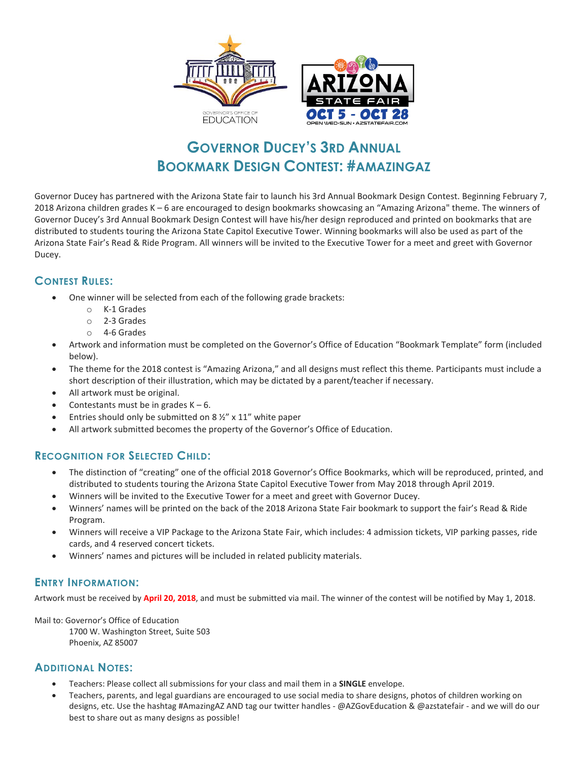# Governor Ducey's 3rd Annual Bookmark Design Contest: #AmazingAZ

Governor Ducey has partnered with the Arizona State fair to launch his 3rd Annual Bookmark Design Contest. Beginning February 7, 2018 Arizona children grades K – 6 are encouraged to design bookmarks showcasing an "Amazing Arizona" theme. The winners of Governor Ducey's 3rd Annual Bookmark Design Contest will have his/her design reproduced and printed on bookmarks that are distributed to students touring the Arizona State Capitol Executive Tower. Winning bookmarks will also be used as part of the Arizona State Fair's Read & Ride Program. All winners will be invited to the Executive Tower for a meet and greet with Governor Ducey.

## Contest Rules:

- One winner will be selected from each of the following grade brackets:
  - K-1 Grades
  - 2-3 Grades
  - 4-6 Grades
- Artwork and information must be completed on the Governor's Office of Education "Bookmark Template" form (included below).
- The theme for the 2018 contest is "Amazing Arizona," and all designs must reflect this theme. Participants must include a short description of their illustration, which may be dictated by a parent/teacher if necessary.
- All artwork must be original.
- Contestants must be in grades K – 6.
- Entries should only be submitted on 8 ½" x 11" white paper
- All artwork submitted becomes the property of the Governor's Office of Education.

## Recognition for Selected Child:

- The distinction of "creating" one of the official 2018 Governor's Office Bookmarks, which will be reproduced, printed, and distributed to students touring the Arizona State Capitol Executive Tower from May 2018 through April 2019.
- Winners will be invited to the Executive Tower for a meet and greet with Governor Ducey.
- Winners' names will be printed on the back of the 2018 Arizona State Fair bookmark to support the fair's Read & Ride Program.
- Winners will receive a VIP Package to the Arizona State Fair, which includes: 4 admission tickets, VIP parking passes, ride cards, and 4 reserved concert tickets.
- Winners' names and pictures will be included in related publicity materials.

## Entry Information:

Artwork must be received by **April 20, 2018**, and must be submitted via mail. The winner of the contest will be notified by May 1, 2018.

Mail to: Governor's Office of Education
1700 W. Washington Street, Suite 503
Phoenix, AZ 85007

## Additional Notes:

- Teachers: Please collect all submissions for your class and mail them in a **SINGLE** envelope.
- Teachers, parents, and legal guardians are encouraged to use social media to share designs, photos of children working on designs, etc. Use the hashtag #AmazingAZ AND tag our twitter handles - @AZGovEducation & @azstatefair - and we will do our best to share out as many designs as possible!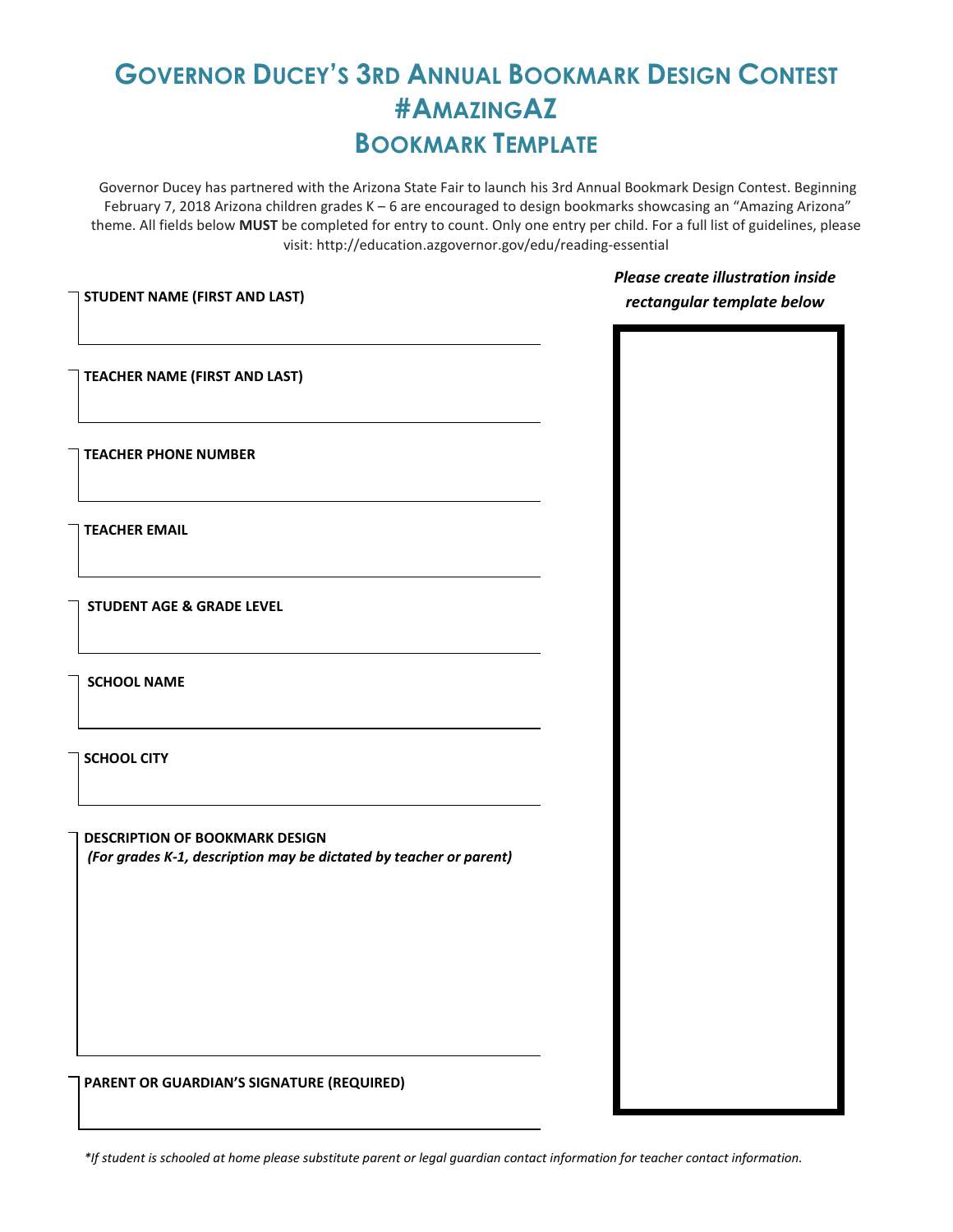# Governor Ducey's 3rd Annual Bookmark Design Contest
# #AmazingAZ
## Bookmark Template

Governor Ducey has partnered with the Arizona State Fair to launch his 3rd Annual Bookmark Design Contest. Beginning February 7, 2018 Arizona children grades K – 6 are encouraged to design bookmarks showcasing an "Amazing Arizona" theme. All fields below **MUST** be completed for entry to count. Only one entry per child. For a full list of guidelines, please visit: http://education.azgovernor.gov/edu/reading-essential

***Please create illustration inside rectangular template below***

**STUDENT NAME (FIRST AND LAST)**

**TEACHER NAME (FIRST AND LAST)**

**TEACHER PHONE NUMBER**

**TEACHER EMAIL**

**STUDENT AGE & GRADE LEVEL**

**SCHOOL NAME**

**SCHOOL CITY**

**DESCRIPTION OF BOOKMARK DESIGN**
***(For grades K-1, description may be dictated by teacher or parent)***

**PARENT OR GUARDIAN'S SIGNATURE (REQUIRED)**

*\*If student is schooled at home please substitute parent or legal guardian contact information for teacher contact information.*